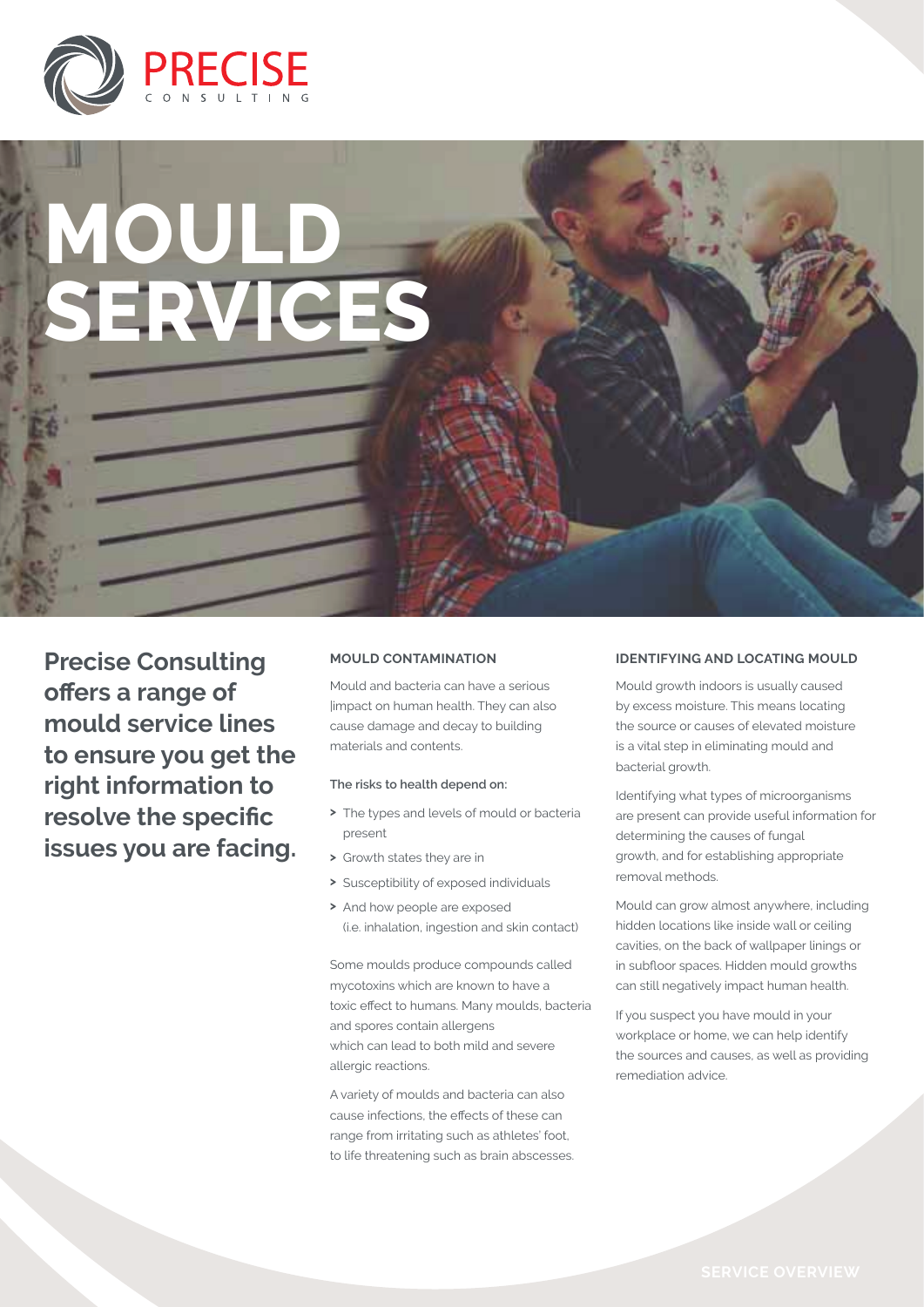# MOULD SERVICES

**Precise Consulting offers a range of mould service lines to ensure you get the right information to resolve the specific issues you are facing.**

### MOULD CONTAMINATION

Mould and bacteria can have a serious |impact on human health. They can also cause damage and decay to building materials and contents.

**The risks to health depend on:**

- > The types and levels of mould or bacteria present
- > Growth states they are in
- > Susceptibility of exposed individuals
- > And how people are exposed (i.e. inhalation, ingestion and skin contact)

Some moulds produce compounds called mycotoxins which are known to have a toxic effect to humans. Many moulds, bacteria and spores contain allergens which can lead to both mild and severe allergic reactions.

A variety of moulds and bacteria can also cause infections, the effects of these can range from irritating such as athletes' foot, to life threatening such as brain abscesses.

### IDENTIFYING AND LOCATING MOULD

Mould growth indoors is usually caused by excess moisture. This means locating the source or causes of elevated moisture is a vital step in eliminating mould and bacterial growth.

Identifying what types of microorganisms are present can provide useful information for determining the causes of fungal growth, and for establishing appropriate removal methods.

Mould can grow almost anywhere, including hidden locations like inside wall or ceiling cavities, on the back of wallpaper linings or in subfloor spaces. Hidden mould growths can still negatively impact human health.

If you suspect you have mould in your workplace or home, we can help identify the sources and causes, as well as providing remediation advice.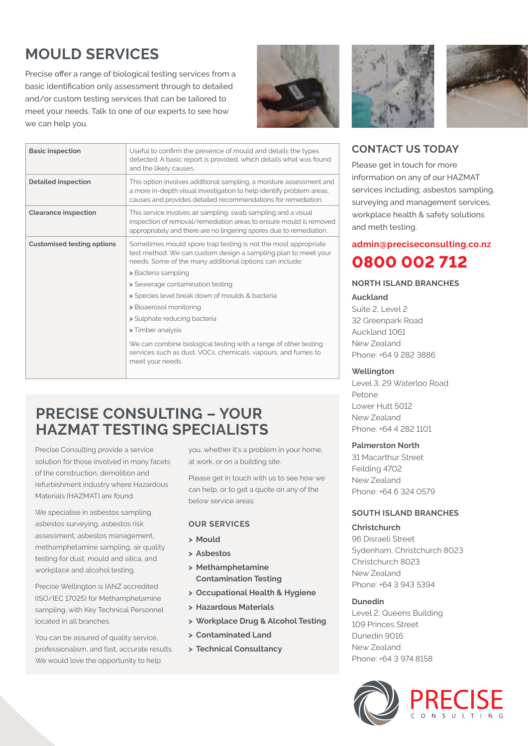# MOULD SERVICES

Precise offer a range of biological testing services from a basic identification only assessment through to detailed and/or custom testing services that can be tailored to meet your needs. Talk to one of our experts to see how we can help you.

| | |
|---|---|
| **Basic inspection** | Useful to confirm the presence of mould and details the types detected. A basic report is provided, which details what was found and the likely causes. |
| **Detailed inspection** | This option involves additional sampling, a moisture assessment and a more in-depth visual investigation to help identify problem areas, causes and provides detailed recommendations for remediation. |
| **Clearance inspection** | This service involves air sampling, swab sampling and a visual inspection of removal/remediation areas to ensure mould is removed appropriately and there are no lingering spores due to remediation. |
| **Customised testing options** | Sometimes mould spore trap testing is not the most appropriate test method. We can custom design a sampling plan to meet your needs. Some of the many additional options can include:<br>> Bacteria sampling<br>> Sewerage contamination testing<br>> Species level break down of moulds & bacteria<br>> Bioaerosol monitoring<br>> Sulphate reducing bacteria<br>> Timber analysis<br>We can combine biological testing with a range of other testing services such as dust, VOCs, chemicals, vapours, and fumes to meet your needs. |

## PRECISE CONSULTING – YOUR HAZMAT TESTING SPECIALISTS

Precise Consulting provide a service solution for those involved in many facets of the construction, demolition and refurbishment industry where Hazardous Materials (HAZMAT) are found.

We specialise in asbestos sampling, asbestos surveying, asbestos risk assessment, asbestos management, methamphetamine sampling, air quality testing for dust, mould and silica, and workplace and alcohol testing.

Precise Wellington is IANZ accredited (ISO/IEC 17025) for Methamphetamine sampling, with Key Technical Personnel located in all branches.

You can be assured of quality service, professionalism, and fast, accurate results. We would love the opportunity to help you, whether it's a problem in your home, at work, or on a building site.

Please get in touch with us to see how we can help, or to get a quote on any of the below service areas:

### OUR SERVICES

- **Mould**
- **Asbestos**
- **Methamphetamine Contamination Testing**
- **Occupational Health & Hygiene**
- **Hazardous Materials**
- **Workplace Drug & Alcohol Testing**
- **Contaminated Land**
- **Technical Consultancy**

## CONTACT US TODAY

Please get in touch for more information on any of our HAZMAT services including; asbestos sampling, surveying and management services, workplace health & safety solutions and meth testing.

**admin@preciseconsulting.co.nz**

**0800 002 712**

### NORTH ISLAND BRANCHES

**Auckland**
Suite 2, Level 2
32 Greenpark Road
Auckland 1061
New Zealand
Phone: +64 9 282 3886

**Wellington**
Level 3, 29 Waterloo Road
Petone
Lower Hutt 5012
New Zealand
Phone: +64 4 282 1101

**Palmerston North**
31 Macarthur Street
Feilding 4702
New Zealand
Phone: +64 6 324 0579

### SOUTH ISLAND BRANCHES

**Christchurch**
96 Disraeli Street
Sydenham, Christchurch 8023
Christchurch 8023
New Zealand
Phone: +64 3 943 5394

**Dunedin**
Level 2, Queens Building
109 Princes Street
Dunedin 9016
New Zealand
Phone: +64 3 974 8158

PRECISE CONSULTING